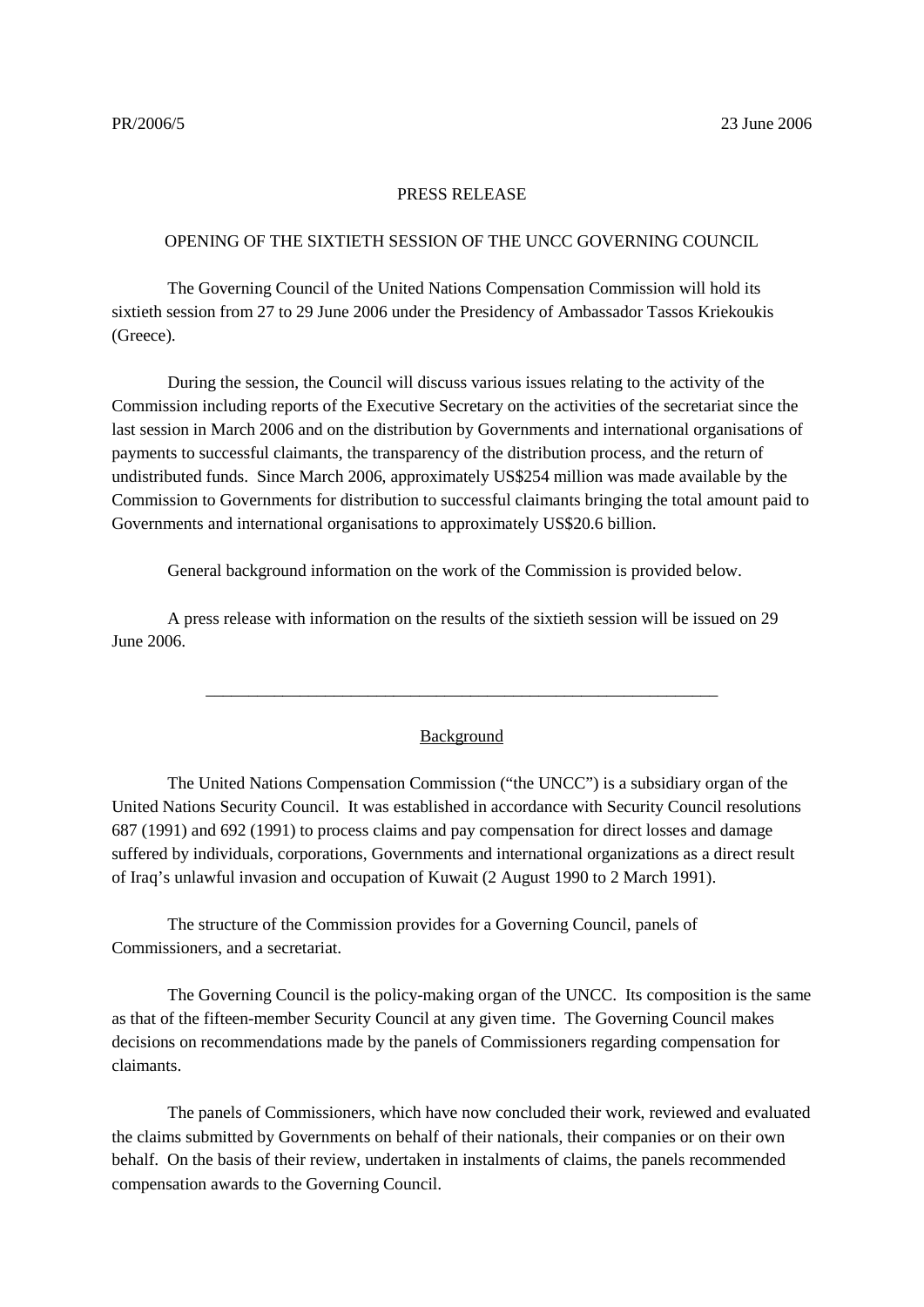PR/2006/5 23 June 2006

PRESS RELEASE

OPENING OF THE SIXTIETH SESSION OF THE UNCC GOVERNING COUNCIL

The Governing Council of the United Nations Compensation Commission will hold its sixtieth session from 27 to 29 June 2006 under the Presidency of Ambassador Tassos Kriekoukis (Greece).

During the session, the Council will discuss various issues relating to the activity of the Commission including reports of the Executive Secretary on the activities of the secretariat since the last session in March 2006 and on the distribution by Governments and international organisations of payments to successful claimants, the transparency of the distribution process, and the return of undistributed funds. Since March 2006, approximately US$254 million was made available by the Commission to Governments for distribution to successful claimants bringing the total amount paid to Governments and international organisations to approximately US$20.6 billion.

General background information on the work of the Commission is provided below.

A press release with information on the results of the sixtieth session will be issued on 29 June 2006.

---

## Background

The United Nations Compensation Commission ("the UNCC") is a subsidiary organ of the United Nations Security Council. It was established in accordance with Security Council resolutions 687 (1991) and 692 (1991) to process claims and pay compensation for direct losses and damage suffered by individuals, corporations, Governments and international organizations as a direct result of Iraq's unlawful invasion and occupation of Kuwait (2 August 1990 to 2 March 1991).

The structure of the Commission provides for a Governing Council, panels of Commissioners, and a secretariat.

The Governing Council is the policy-making organ of the UNCC. Its composition is the same as that of the fifteen-member Security Council at any given time. The Governing Council makes decisions on recommendations made by the panels of Commissioners regarding compensation for claimants.

The panels of Commissioners, which have now concluded their work, reviewed and evaluated the claims submitted by Governments on behalf of their nationals, their companies or on their own behalf. On the basis of their review, undertaken in instalments of claims, the panels recommended compensation awards to the Governing Council.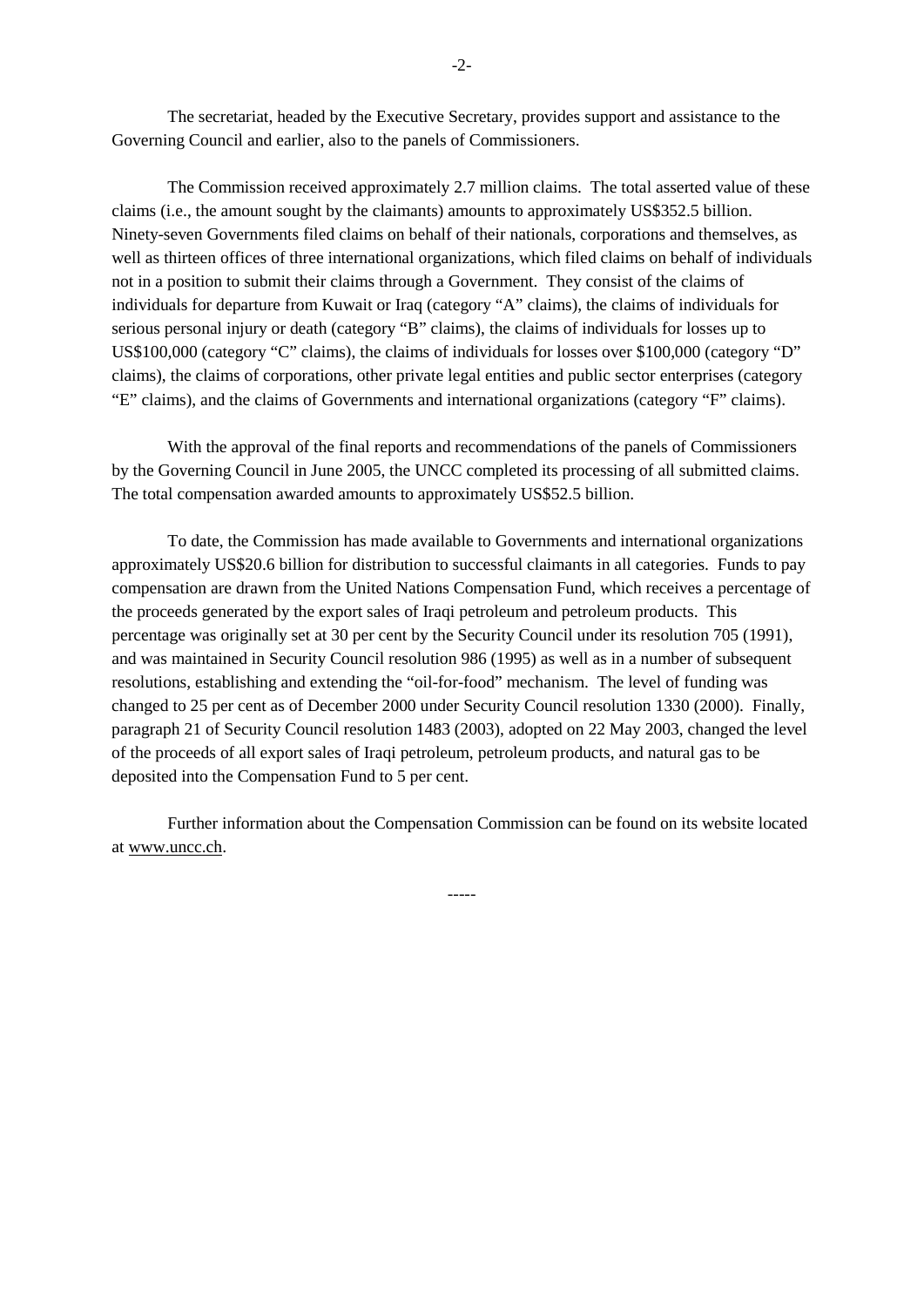The secretariat, headed by the Executive Secretary, provides support and assistance to the Governing Council and earlier, also to the panels of Commissioners.

The Commission received approximately 2.7 million claims. The total asserted value of these claims (i.e., the amount sought by the claimants) amounts to approximately US$352.5 billion. Ninety-seven Governments filed claims on behalf of their nationals, corporations and themselves, as well as thirteen offices of three international organizations, which filed claims on behalf of individuals not in a position to submit their claims through a Government. They consist of the claims of individuals for departure from Kuwait or Iraq (category "A" claims), the claims of individuals for serious personal injury or death (category "B" claims), the claims of individuals for losses up to US$100,000 (category "C" claims), the claims of individuals for losses over $100,000 (category "D" claims), the claims of corporations, other private legal entities and public sector enterprises (category "E" claims), and the claims of Governments and international organizations (category "F" claims).

With the approval of the final reports and recommendations of the panels of Commissioners by the Governing Council in June 2005, the UNCC completed its processing of all submitted claims. The total compensation awarded amounts to approximately US$52.5 billion.

To date, the Commission has made available to Governments and international organizations approximately US$20.6 billion for distribution to successful claimants in all categories. Funds to pay compensation are drawn from the United Nations Compensation Fund, which receives a percentage of the proceeds generated by the export sales of Iraqi petroleum and petroleum products. This percentage was originally set at 30 per cent by the Security Council under its resolution 705 (1991), and was maintained in Security Council resolution 986 (1995) as well as in a number of subsequent resolutions, establishing and extending the "oil-for-food" mechanism. The level of funding was changed to 25 per cent as of December 2000 under Security Council resolution 1330 (2000). Finally, paragraph 21 of Security Council resolution 1483 (2003), adopted on 22 May 2003, changed the level of the proceeds of all export sales of Iraqi petroleum, petroleum products, and natural gas to be deposited into the Compensation Fund to 5 per cent.

Further information about the Compensation Commission can be found on its website located at www.uncc.ch.

-----